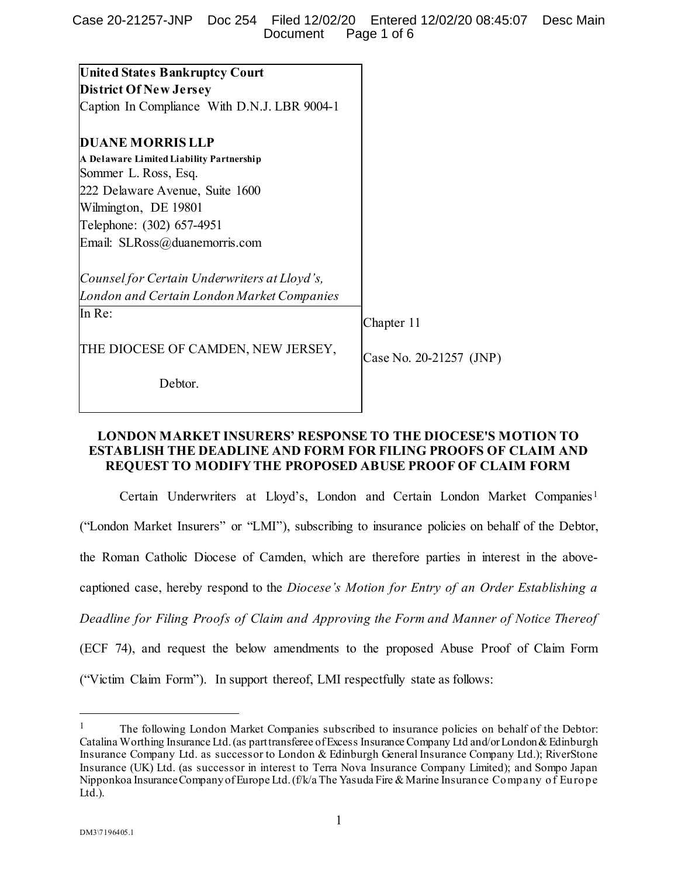**United States Bankruptcy Court**
**District Of New Jersey**
Caption In Compliance With D.N.J. LBR 9004-1

**DUANE MORRIS LLP**
**A Delaware Limited Liability Partnership**
Sommer L. Ross, Esq.
222 Delaware Avenue, Suite 1600
Wilmington, DE 19801
Telephone: (302) 657-4951
Email: SLRoss@duanemorris.com

*Counsel for Certain Underwriters at Lloyd's, London and Certain London Market Companies*

| In Re: | |
| --- | --- |
| THE DIOCESE OF CAMDEN, NEW JERSEY, | Chapter 11 |
| Debtor. | Case No. 20-21257 (JNP) |

**LONDON MARKET INSURERS' RESPONSE TO THE DIOCESE'S MOTION TO ESTABLISH THE DEADLINE AND FORM FOR FILING PROOFS OF CLAIM AND REQUEST TO MODIFY THE PROPOSED ABUSE PROOF OF CLAIM FORM**

Certain Underwriters at Lloyd's, London and Certain London Market Companies[1] ("London Market Insurers" or "LMI"), subscribing to insurance policies on behalf of the Debtor, the Roman Catholic Diocese of Camden, which are therefore parties in interest in the above-captioned case, hereby respond to the *Diocese's Motion for Entry of an Order Establishing a Deadline for Filing Proofs of Claim and Approving the Form and Manner of Notice Thereof* (ECF 74), and request the below amendments to the proposed Abuse Proof of Claim Form ("Victim Claim Form"). In support thereof, LMI respectfully state as follows:

[1] The following London Market Companies subscribed to insurance policies on behalf of the Debtor: Catalina Worthing Insurance Ltd. (as part transferee of Excess Insurance Company Ltd and/or London & Edinburgh Insurance Company Ltd. as successor to London & Edinburgh General Insurance Company Ltd.); RiverStone Insurance (UK) Ltd. (as successor in interest to Terra Nova Insurance Company Limited); and Sompo Japan Nipponkoa Insurance Company of Europe Ltd. (f/k/a The Yasuda Fire & Marine Insurance Company of Europe Ltd.).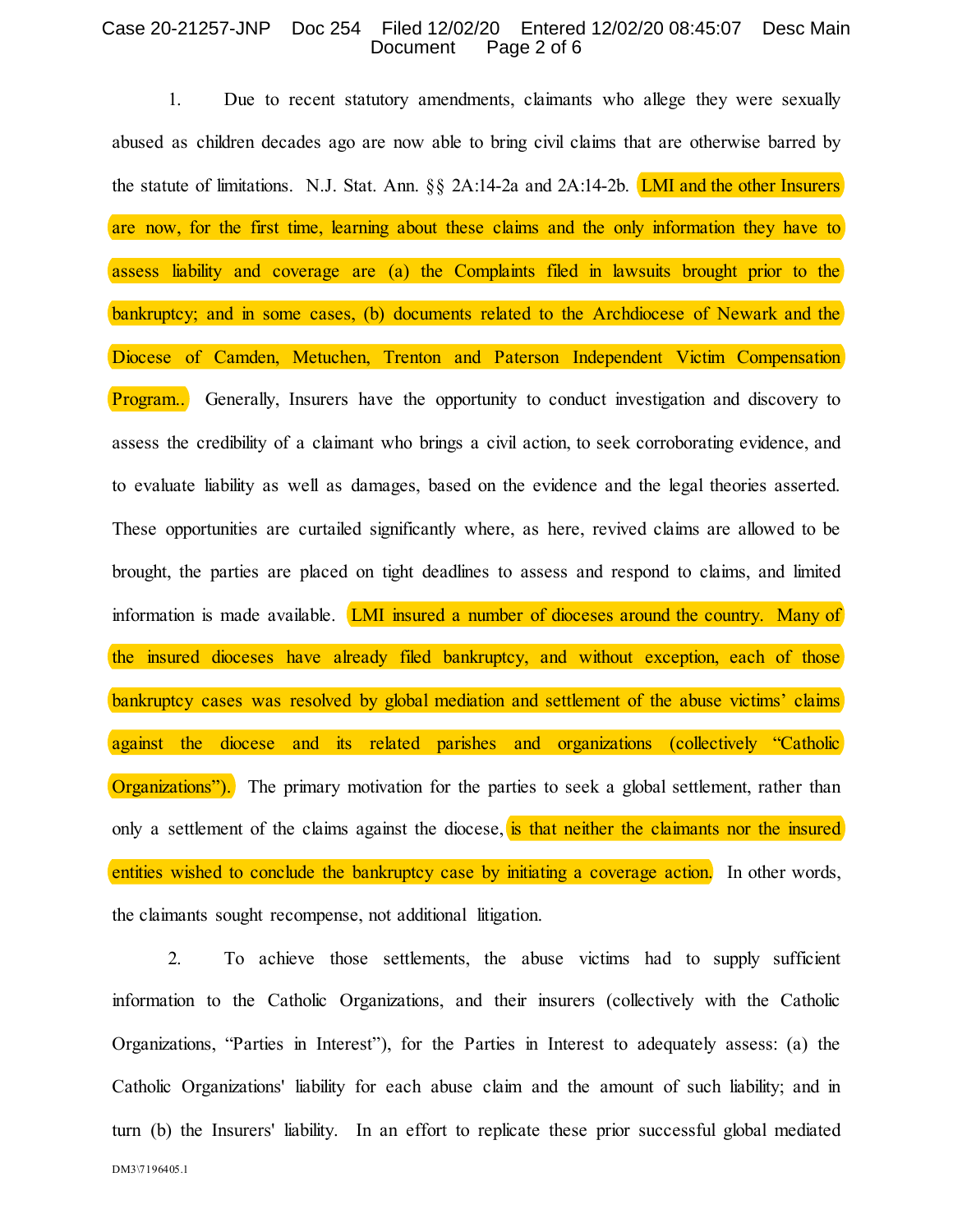1. Due to recent statutory amendments, claimants who allege they were sexually abused as children decades ago are now able to bring civil claims that are otherwise barred by the statute of limitations. N.J. Stat. Ann. §§ 2A:14-2a and 2A:14-2b. LMI and the other Insurers are now, for the first time, learning about these claims and the only information they have to assess liability and coverage are (a) the Complaints filed in lawsuits brought prior to the bankruptcy; and in some cases, (b) documents related to the Archdiocese of Newark and the Diocese of Camden, Metuchen, Trenton and Paterson Independent Victim Compensation Program.. Generally, Insurers have the opportunity to conduct investigation and discovery to assess the credibility of a claimant who brings a civil action, to seek corroborating evidence, and to evaluate liability as well as damages, based on the evidence and the legal theories asserted. These opportunities are curtailed significantly where, as here, revived claims are allowed to be brought, the parties are placed on tight deadlines to assess and respond to claims, and limited information is made available. LMI insured a number of dioceses around the country. Many of the insured dioceses have already filed bankruptcy, and without exception, each of those bankruptcy cases was resolved by global mediation and settlement of the abuse victims' claims against the diocese and its related parishes and organizations (collectively "Catholic Organizations"). The primary motivation for the parties to seek a global settlement, rather than only a settlement of the claims against the diocese, is that neither the claimants nor the insured entities wished to conclude the bankruptcy case by initiating a coverage action. In other words, the claimants sought recompense, not additional litigation.

2. To achieve those settlements, the abuse victims had to supply sufficient information to the Catholic Organizations, and their insurers (collectively with the Catholic Organizations, "Parties in Interest"), for the Parties in Interest to adequately assess: (a) the Catholic Organizations' liability for each abuse claim and the amount of such liability; and in turn (b) the Insurers' liability. In an effort to replicate these prior successful global mediated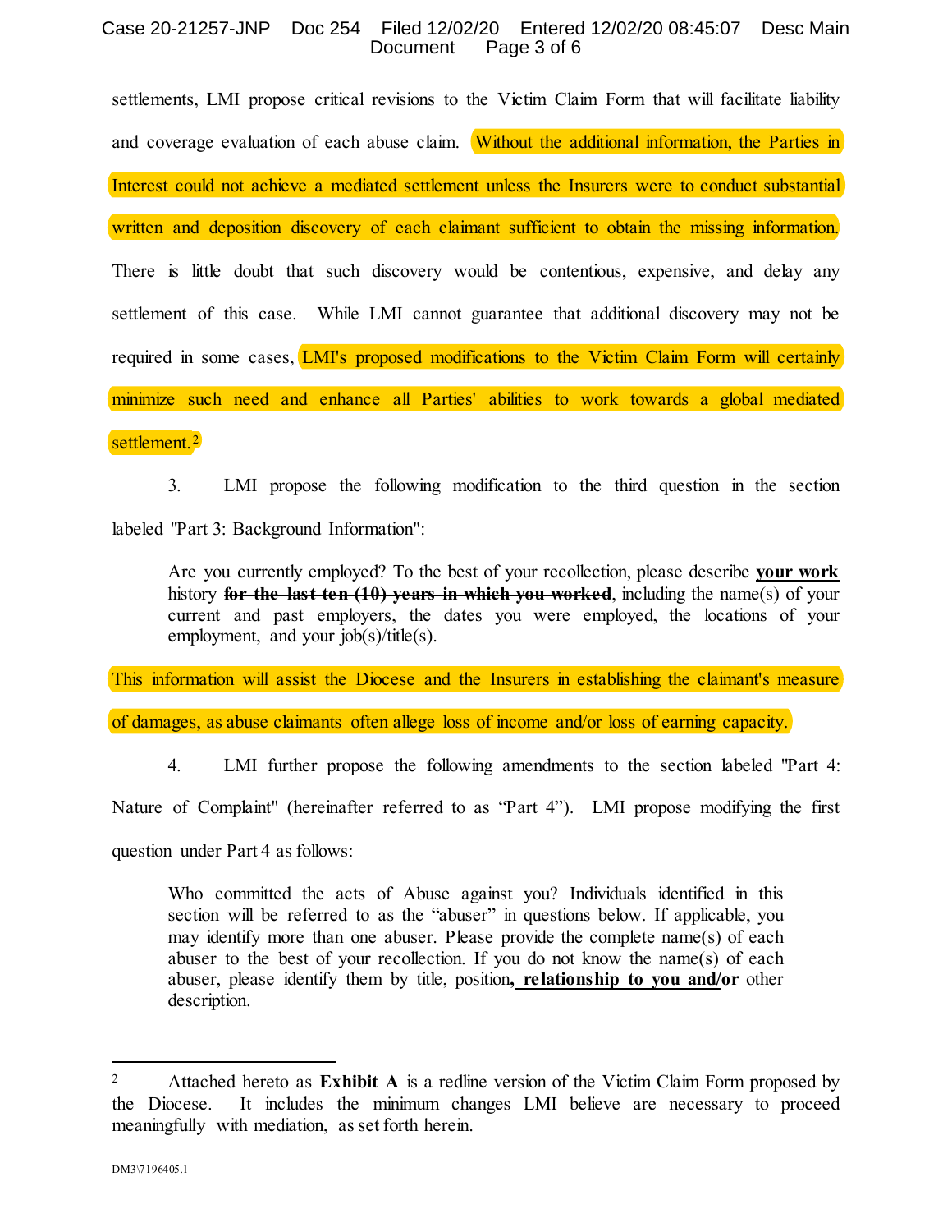settlements, LMI propose critical revisions to the Victim Claim Form that will facilitate liability and coverage evaluation of each abuse claim. Without the additional information, the Parties in Interest could not achieve a mediated settlement unless the Insurers were to conduct substantial written and deposition discovery of each claimant sufficient to obtain the missing information. There is little doubt that such discovery would be contentious, expensive, and delay any settlement of this case. While LMI cannot guarantee that additional discovery may not be required in some cases, LMI's proposed modifications to the Victim Claim Form will certainly minimize such need and enhance all Parties' abilities to work towards a global mediated settlement.[2]

3. LMI propose the following modification to the third question in the section labeled "Part 3: Background Information":

> Are you currently employed? To the best of your recollection, please describe **<u>your work</u>** history ~~**for the last ten (10) years in which you worked**~~, including the name(s) of your current and past employers, the dates you were employed, the locations of your employment, and your job(s)/title(s).

This information will assist the Diocese and the Insurers in establishing the claimant's measure of damages, as abuse claimants often allege loss of income and/or loss of earning capacity.

4. LMI further propose the following amendments to the section labeled "Part 4: Nature of Complaint" (hereinafter referred to as "Part 4"). LMI propose modifying the first question under Part 4 as follows:

> Who committed the acts of Abuse against you? Individuals identified in this section will be referred to as the "abuser" in questions below. If applicable, you may identify more than one abuser. Please provide the complete name(s) of each abuser to the best of your recollection. If you do not know the name(s) of each abuser, please identify them by title, position**<u>, relationship to you and/or</u>** other description.

---

[2] Attached hereto as **Exhibit A** is a redline version of the Victim Claim Form proposed by the Diocese. It includes the minimum changes LMI believe are necessary to proceed meaningfully with mediation, as set forth herein.

DM3\7196405.1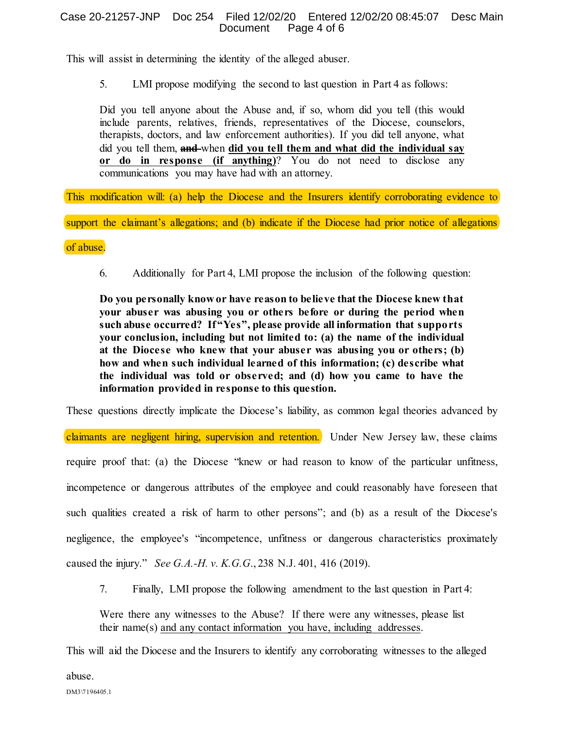This will assist in determining the identity of the alleged abuser.

5. LMI propose modifying the second to last question in Part 4 as follows:

> Did you tell anyone about the Abuse and, if so, whom did you tell (this would include parents, relatives, friends, representatives of the Diocese, counselors, therapists, doctors, and law enforcement authorities). If you did tell anyone, what did you tell them, ~~and~~ when **did you tell them and what did the individual say or do in response (if anything)**? You do not need to disclose any communications you may have had with an attorney.

This modification will: (a) help the Diocese and the Insurers identify corroborating evidence to support the claimant's allegations; and (b) indicate if the Diocese had prior notice of allegations of abuse.

6. Additionally for Part 4, LMI propose the inclusion of the following question:

> **Do you personally know or have reason to believe that the Diocese knew that your abuser was abusing you or others before or during the period when such abuse occurred? If "Yes", please provide all information that supports your conclusion, including but not limited to: (a) the name of the individual at the Diocese who knew that your abuser was abusing you or others; (b) how and when such individual learned of this information; (c) describe what the individual was told or observed; and (d) how you came to have the information provided in response to this question.**

These questions directly implicate the Diocese's liability, as common legal theories advanced by claimants are negligent hiring, supervision and retention. Under New Jersey law, these claims require proof that: (a) the Diocese "knew or had reason to know of the particular unfitness, incompetence or dangerous attributes of the employee and could reasonably have foreseen that such qualities created a risk of harm to other persons"; and (b) as a result of the Diocese's negligence, the employee's "incompetence, unfitness or dangerous characteristics proximately caused the injury." *See G.A.-H. v. K.G.G.*, 238 N.J. 401, 416 (2019).

7. Finally, LMI propose the following amendment to the last question in Part 4:

> Were there any witnesses to the Abuse? If there were any witnesses, please list their name(s) <u>and any contact information you have, including addresses</u>.

This will aid the Diocese and the Insurers to identify any corroborating witnesses to the alleged abuse.

DM3\7196405.1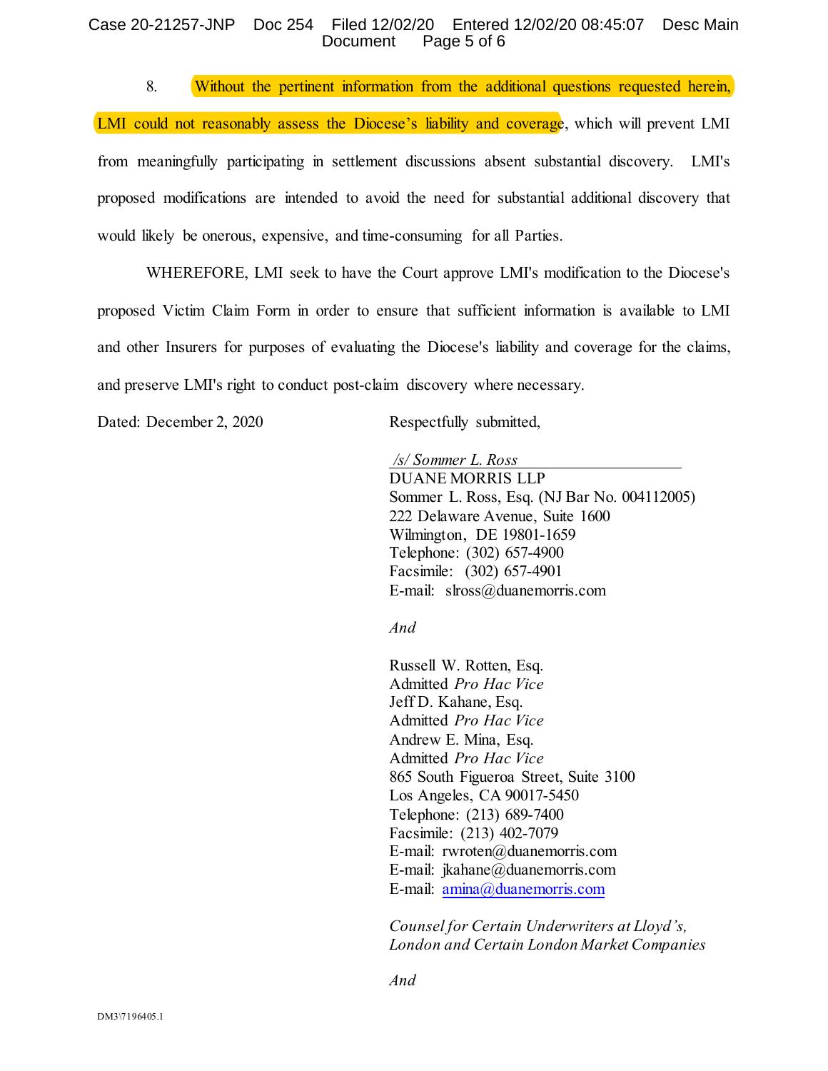8. Without the pertinent information from the additional questions requested herein, LMI could not reasonably assess the Diocese's liability and coverage, which will prevent LMI from meaningfully participating in settlement discussions absent substantial discovery. LMI's proposed modifications are intended to avoid the need for substantial additional discovery that would likely be onerous, expensive, and time-consuming for all Parties.

WHEREFORE, LMI seek to have the Court approve LMI's modification to the Diocese's proposed Victim Claim Form in order to ensure that sufficient information is available to LMI and other Insurers for purposes of evaluating the Diocese's liability and coverage for the claims, and preserve LMI's right to conduct post-claim discovery where necessary.

Dated: December 2, 2020

Respectfully submitted,

*/s/ Sommer L. Ross*
DUANE MORRIS LLP
Sommer L. Ross, Esq. (NJ Bar No. 004112005)
222 Delaware Avenue, Suite 1600
Wilmington, DE 19801-1659
Telephone: (302) 657-4900
Facsimile: (302) 657-4901
E-mail: slross@duanemorris.com

*And*

Russell W. Rotten, Esq.
Admitted *Pro Hac Vice*
Jeff D. Kahane, Esq.
Admitted *Pro Hac Vice*
Andrew E. Mina, Esq.
Admitted *Pro Hac Vice*
865 South Figueroa Street, Suite 3100
Los Angeles, CA 90017-5450
Telephone: (213) 689-7400
Facsimile: (213) 402-7079
E-mail: rwroten@duanemorris.com
E-mail: jkahane@duanemorris.com
E-mail: amina@duanemorris.com

*Counsel for Certain Underwriters at Lloyd's, London and Certain London Market Companies*

*And*

DM3\7196405.1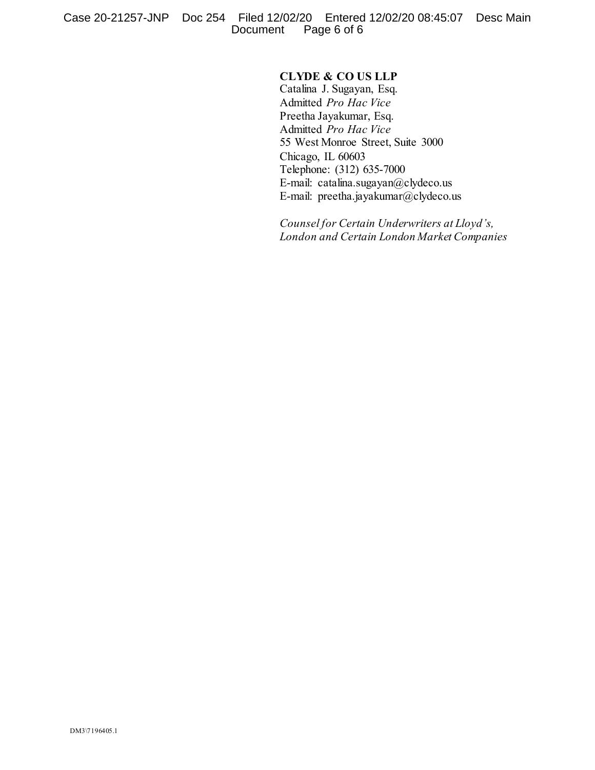**CLYDE & CO US LLP**
Catalina J. Sugayan, Esq.
Admitted *Pro Hac Vice*
Preetha Jayakumar, Esq.
Admitted *Pro Hac Vice*
55 West Monroe Street, Suite 3000
Chicago, IL 60603
Telephone: (312) 635-7000
E-mail: catalina.sugayan@clydeco.us
E-mail: preetha.jayakumar@clydeco.us

*Counsel for Certain Underwriters at Lloyd's, London and Certain London Market Companies*

DM3\7196405.1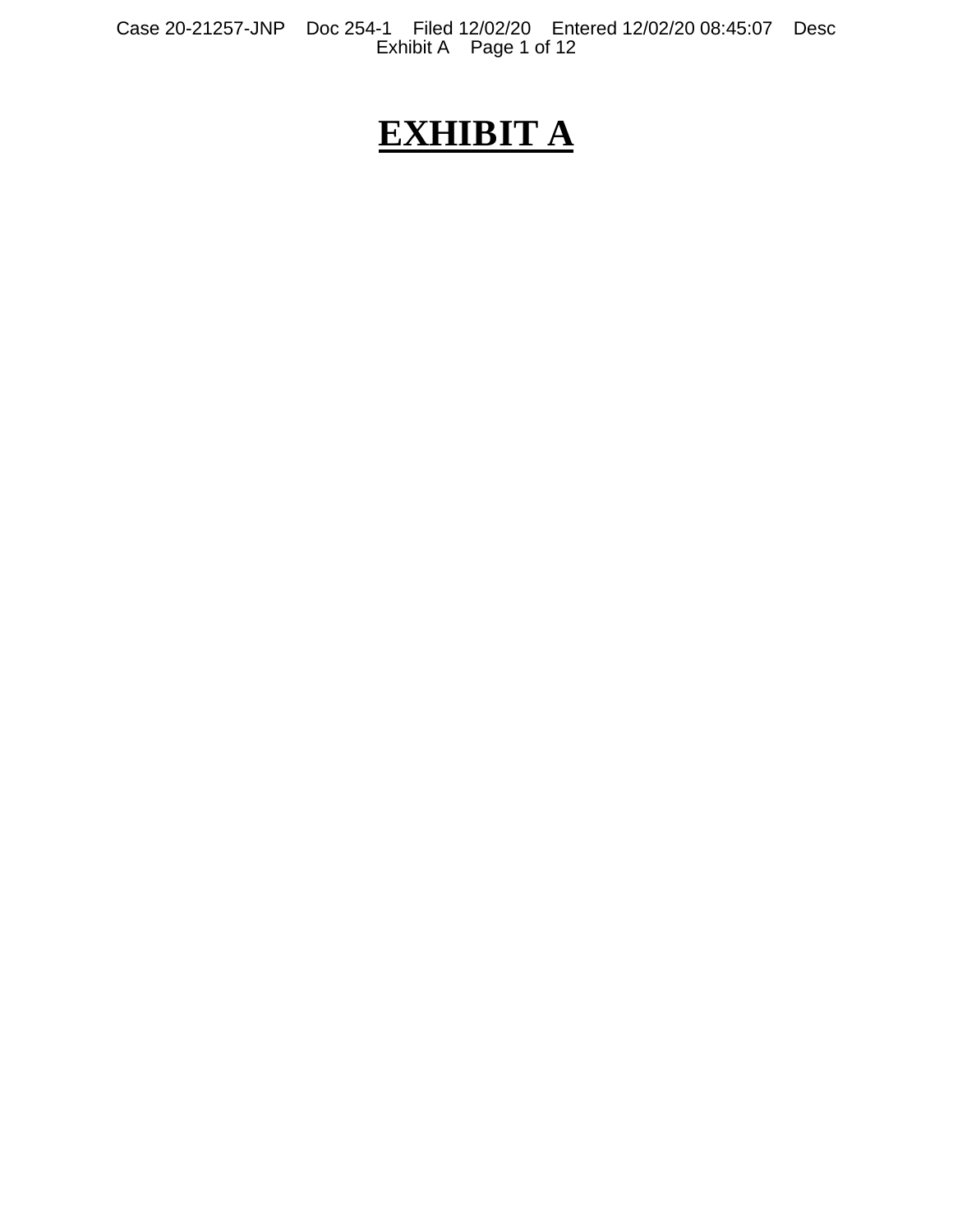# EXHIBIT A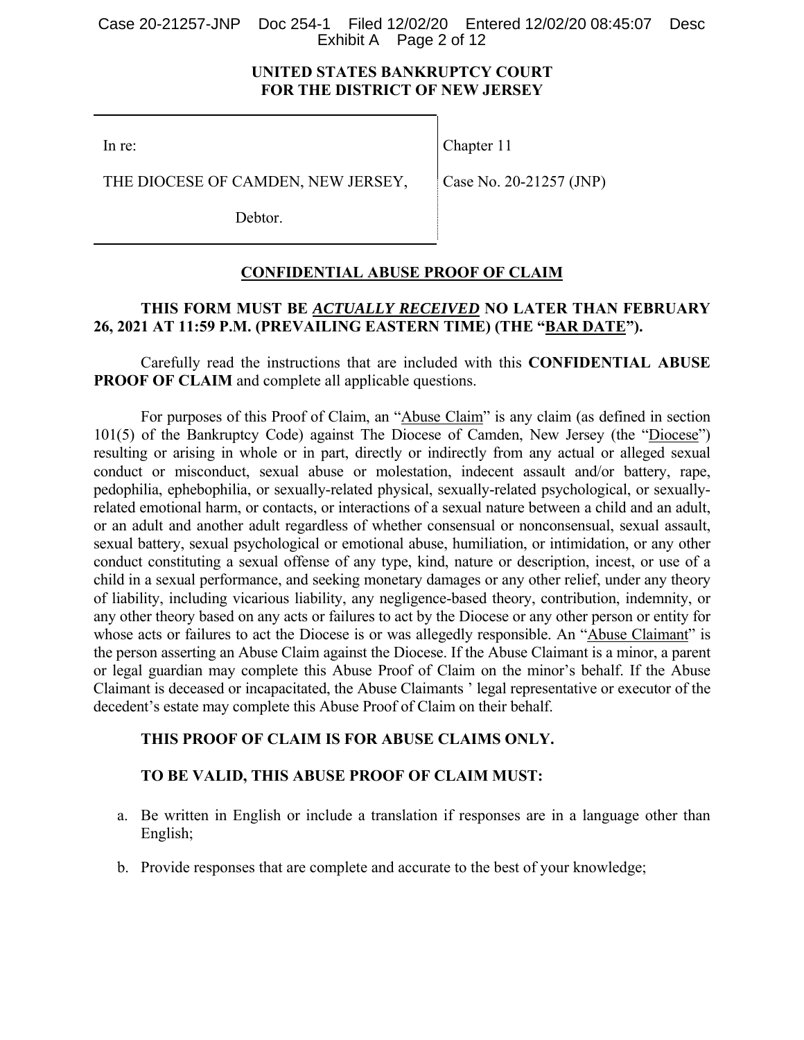**UNITED STATES BANKRUPTCY COURT**
**FOR THE DISTRICT OF NEW JERSEY**

| | |
|---|---|
| In re: | Chapter 11 |
| THE DIOCESE OF CAMDEN, NEW JERSEY, | Case No. 20-21257 (JNP) |
| Debtor. | |

**CONFIDENTIAL ABUSE PROOF OF CLAIM**

**THIS FORM MUST BE *ACTUALLY RECEIVED* NO LATER THAN FEBRUARY 26, 2021 AT 11:59 P.M. (PREVAILING EASTERN TIME) (THE "BAR DATE").**

Carefully read the instructions that are included with this **CONFIDENTIAL ABUSE PROOF OF CLAIM** and complete all applicable questions.

For purposes of this Proof of Claim, an "Abuse Claim" is any claim (as defined in section 101(5) of the Bankruptcy Code) against The Diocese of Camden, New Jersey (the "Diocese") resulting or arising in whole or in part, directly or indirectly from any actual or alleged sexual conduct or misconduct, sexual abuse or molestation, indecent assault and/or battery, rape, pedophilia, ephebophilia, or sexually-related physical, sexually-related psychological, or sexually-related emotional harm, or contacts, or interactions of a sexual nature between a child and an adult, or an adult and another adult regardless of whether consensual or nonconsensual, sexual assault, sexual battery, sexual psychological or emotional abuse, humiliation, or intimidation, or any other conduct constituting a sexual offense of any type, kind, nature or description, incest, or use of a child in a sexual performance, and seeking monetary damages or any other relief, under any theory of liability, including vicarious liability, any negligence-based theory, contribution, indemnity, or any other theory based on any acts or failures to act by the Diocese or any other person or entity for whose acts or failures to act the Diocese is or was allegedly responsible. An "Abuse Claimant" is the person asserting an Abuse Claim against the Diocese. If the Abuse Claimant is a minor, a parent or legal guardian may complete this Abuse Proof of Claim on the minor's behalf. If the Abuse Claimant is deceased or incapacitated, the Abuse Claimants ' legal representative or executor of the decedent's estate may complete this Abuse Proof of Claim on their behalf.

**THIS PROOF OF CLAIM IS FOR ABUSE CLAIMS ONLY.**

**TO BE VALID, THIS ABUSE PROOF OF CLAIM MUST:**

a. Be written in English or include a translation if responses are in a language other than English;

b. Provide responses that are complete and accurate to the best of your knowledge;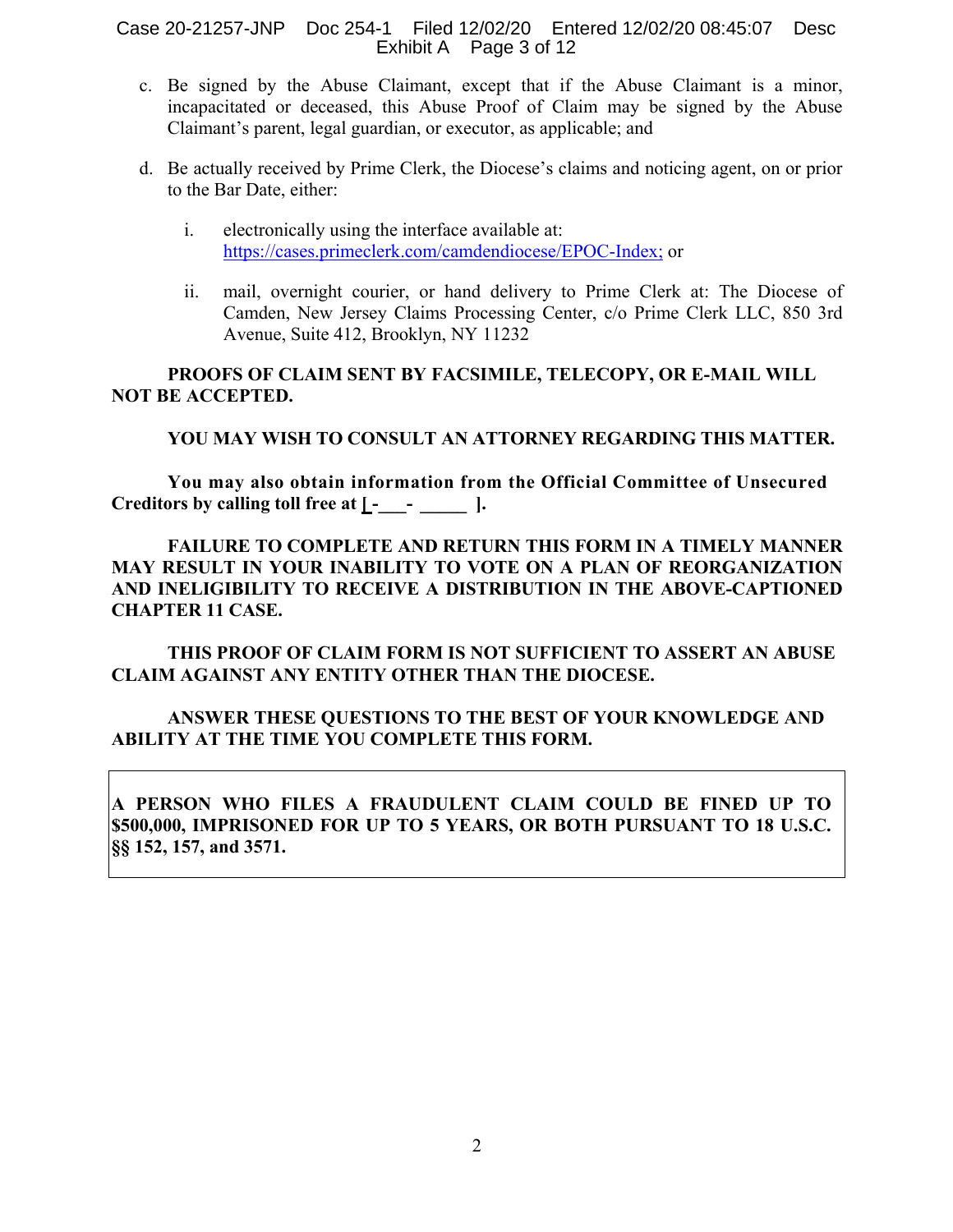c. Be signed by the Abuse Claimant, except that if the Abuse Claimant is a minor, incapacitated or deceased, this Abuse Proof of Claim may be signed by the Abuse Claimant's parent, legal guardian, or executor, as applicable; and

d. Be actually received by Prime Clerk, the Diocese's claims and noticing agent, on or prior to the Bar Date, either:

   i. electronically using the interface available at: https://cases.primeclerk.com/camdendiocese/EPOC-Index; or

   ii. mail, overnight courier, or hand delivery to Prime Clerk at: The Diocese of Camden, New Jersey Claims Processing Center, c/o Prime Clerk LLC, 850 3rd Avenue, Suite 412, Brooklyn, NY 11232

**PROOFS OF CLAIM SENT BY FACSIMILE, TELECOPY, OR E-MAIL WILL NOT BE ACCEPTED.**

**YOU MAY WISH TO CONSULT AN ATTORNEY REGARDING THIS MATTER.**

**You may also obtain information from the Official Committee of Unsecured Creditors by calling toll free at [ -___- _____ ].**

**FAILURE TO COMPLETE AND RETURN THIS FORM IN A TIMELY MANNER MAY RESULT IN YOUR INABILITY TO VOTE ON A PLAN OF REORGANIZATION AND INELIGIBILITY TO RECEIVE A DISTRIBUTION IN THE ABOVE-CAPTIONED CHAPTER 11 CASE.**

**THIS PROOF OF CLAIM FORM IS NOT SUFFICIENT TO ASSERT AN ABUSE CLAIM AGAINST ANY ENTITY OTHER THAN THE DIOCESE.**

**ANSWER THESE QUESTIONS TO THE BEST OF YOUR KNOWLEDGE AND ABILITY AT THE TIME YOU COMPLETE THIS FORM.**

**A PERSON WHO FILES A FRAUDULENT CLAIM COULD BE FINED UP TO $500,000, IMPRISONED FOR UP TO 5 YEARS, OR BOTH PURSUANT TO 18 U.S.C. §§ 152, 157, and 3571.**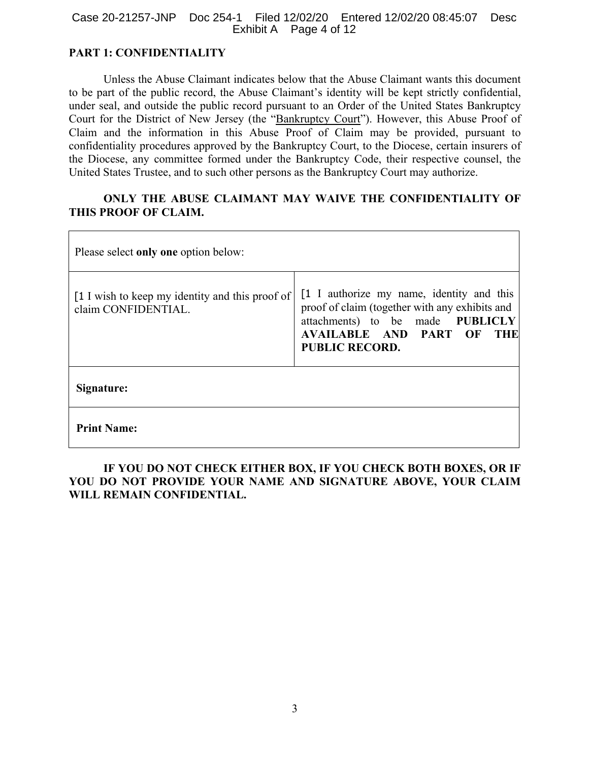## PART 1: CONFIDENTIALITY

Unless the Abuse Claimant indicates below that the Abuse Claimant wants this document to be part of the public record, the Abuse Claimant's identity will be kept strictly confidential, under seal, and outside the public record pursuant to an Order of the United States Bankruptcy Court for the District of New Jersey (the "Bankruptcy Court"). However, this Abuse Proof of Claim and the information in this Abuse Proof of Claim may be provided, pursuant to confidentiality procedures approved by the Bankruptcy Court, to the Diocese, certain insurers of the Diocese, any committee formed under the Bankruptcy Code, their respective counsel, the United States Trustee, and to such other persons as the Bankruptcy Court may authorize.

**ONLY THE ABUSE CLAIMANT MAY WAIVE THE CONFIDENTIALITY OF THIS PROOF OF CLAIM.**

| Please select **only one** option below: | |
|---|---|
| [1 I wish to keep my identity and this proof of claim CONFIDENTIAL. | [1 I authorize my name, identity and this proof of claim (together with any exhibits and attachments) to be made **PUBLICLY AVAILABLE AND PART OF THE PUBLIC RECORD.** |
| **Signature:** | |
| **Print Name:** | |

**IF YOU DO NOT CHECK EITHER BOX, IF YOU CHECK BOTH BOXES, OR IF YOU DO NOT PROVIDE YOUR NAME AND SIGNATURE ABOVE, YOUR CLAIM WILL REMAIN CONFIDENTIAL.**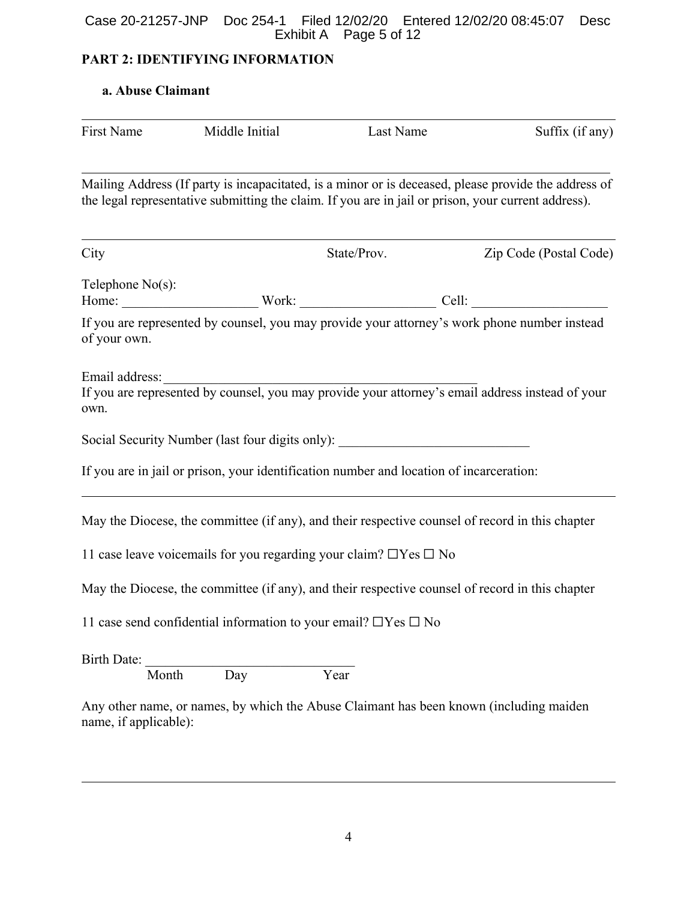## PART 2: IDENTIFYING INFORMATION

### a. Abuse Claimant

\_\_\_\_\_\_\_\_\_\_\_\_\_\_\_\_\_\_\_\_\_\_\_\_\_\_\_\_\_\_\_\_\_\_\_\_\_\_\_\_\_\_\_\_\_\_\_\_\_\_\_\_\_\_\_\_\_\_\_\_\_\_\_\_\_\_\_\_\_\_\_\_\_\_\_\_

First Name    Middle Initial    Last Name    Suffix (if any)

\_\_\_\_\_\_\_\_\_\_\_\_\_\_\_\_\_\_\_\_\_\_\_\_\_\_\_\_\_\_\_\_\_\_\_\_\_\_\_\_\_\_\_\_\_\_\_\_\_\_\_\_\_\_\_\_\_\_\_\_\_\_\_\_\_\_\_\_\_\_\_\_\_\_\_\_

Mailing Address (If party is incapacitated, is a minor or is deceased, please provide the address of the legal representative submitting the claim. If you are in jail or prison, your current address).

\_\_\_\_\_\_\_\_\_\_\_\_\_\_\_\_\_\_\_\_\_\_\_\_\_\_\_\_\_\_\_\_\_\_\_\_\_\_\_\_\_\_\_\_\_\_\_\_\_\_\_\_\_\_\_\_\_\_\_\_\_\_\_\_\_\_\_\_\_\_\_\_\_\_\_\_

City    State/Prov.    Zip Code (Postal Code)

Telephone No(s):
Home: \_\_\_\_\_\_\_\_\_\_\_\_\_\_\_\_\_\_\_\_ Work: \_\_\_\_\_\_\_\_\_\_\_\_\_\_\_\_\_\_\_\_ Cell: \_\_\_\_\_\_\_\_\_\_\_\_\_\_\_\_\_\_\_\_

If you are represented by counsel, you may provide your attorney's work phone number instead of your own.

Email address: \_\_\_\_\_\_\_\_\_\_\_\_\_\_\_\_\_\_\_\_\_\_\_\_\_\_\_\_\_\_\_\_\_\_\_\_\_\_\_\_\_\_\_\_\_\_\_\_
If you are represented by counsel, you may provide your attorney's email address instead of your own.

Social Security Number (last four digits only): \_\_\_\_\_\_\_\_\_\_\_\_\_\_\_\_\_\_\_\_\_\_\_\_\_\_\_\_

If you are in jail or prison, your identification number and location of incarceration:

\_\_\_\_\_\_\_\_\_\_\_\_\_\_\_\_\_\_\_\_\_\_\_\_\_\_\_\_\_\_\_\_\_\_\_\_\_\_\_\_\_\_\_\_\_\_\_\_\_\_\_\_\_\_\_\_\_\_\_\_\_\_\_\_\_\_\_\_\_\_\_\_\_\_\_\_

May the Diocese, the committee (if any), and their respective counsel of record in this chapter 11 case leave voicemails for you regarding your claim? ☐Yes ☐ No

May the Diocese, the committee (if any), and their respective counsel of record in this chapter 11 case send confidential information to your email? ☐Yes ☐ No

Birth Date: \_\_\_\_\_\_\_\_\_\_\_\_\_\_\_\_\_\_\_\_\_\_\_\_\_\_\_\_\_\_
  Month  Day  Year

Any other name, or names, by which the Abuse Claimant has been known (including maiden name, if applicable):

\_\_\_\_\_\_\_\_\_\_\_\_\_\_\_\_\_\_\_\_\_\_\_\_\_\_\_\_\_\_\_\_\_\_\_\_\_\_\_\_\_\_\_\_\_\_\_\_\_\_\_\_\_\_\_\_\_\_\_\_\_\_\_\_\_\_\_\_\_\_\_\_\_\_\_\_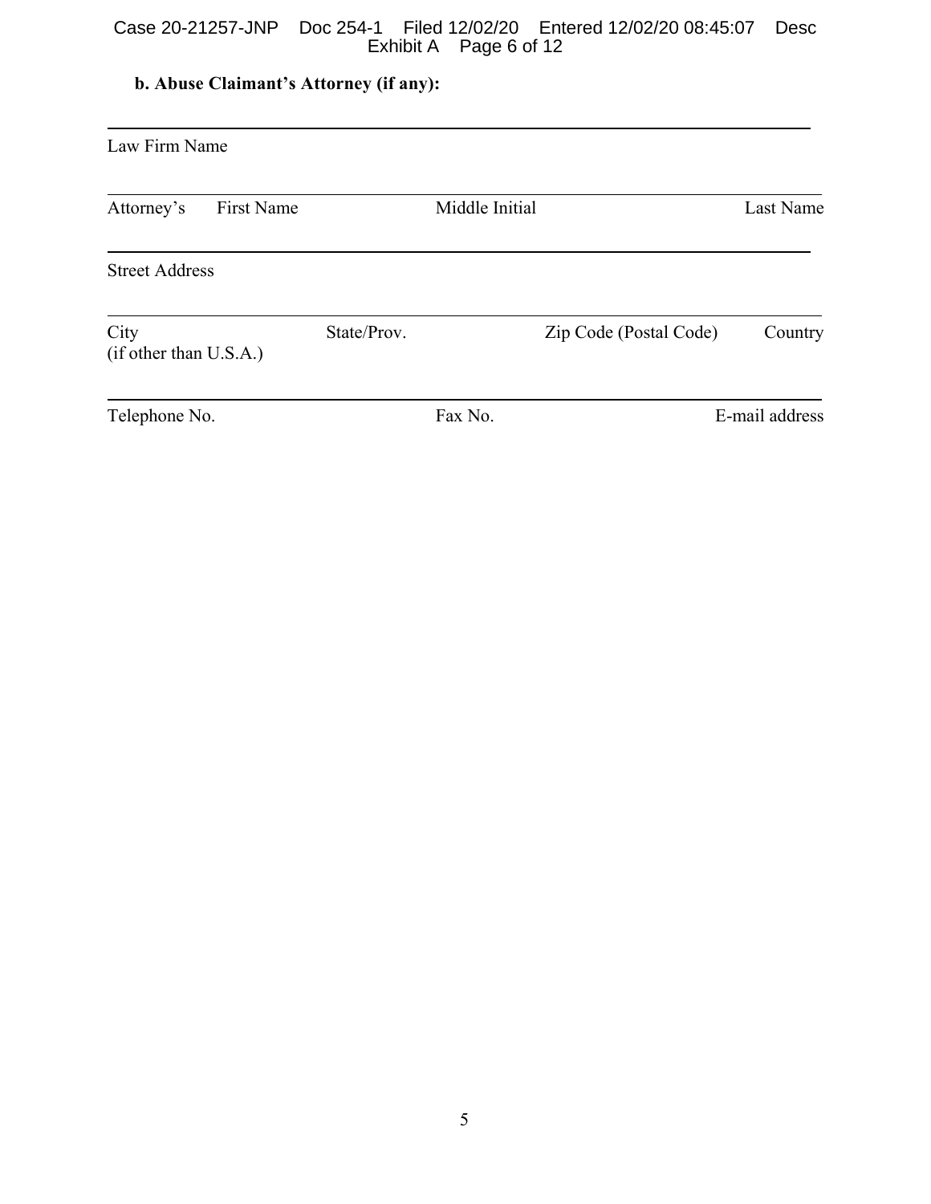**b. Abuse Claimant's Attorney (if any):**

\_\_\_\_\_\_\_\_\_\_\_\_\_\_\_\_\_\_\_\_\_\_\_\_\_\_\_\_\_\_\_\_\_\_\_\_\_\_\_\_\_\_\_\_\_\_\_\_\_\_\_\_\_\_\_\_\_\_\_\_

Law Firm Name

\_\_\_\_\_\_\_\_\_\_\_\_\_\_\_\_\_\_\_\_\_\_\_\_\_\_\_\_\_\_\_\_\_\_\_\_\_\_\_\_\_\_\_\_\_\_\_\_\_\_\_\_\_\_\_\_\_\_\_\_

| Attorney's First Name | Middle Initial | Last Name |
|---|---|---|

\_\_\_\_\_\_\_\_\_\_\_\_\_\_\_\_\_\_\_\_\_\_\_\_\_\_\_\_\_\_\_\_\_\_\_\_\_\_\_\_\_\_\_\_\_\_\_\_\_\_\_\_\_\_\_\_\_\_\_\_

Street Address

\_\_\_\_\_\_\_\_\_\_\_\_\_\_\_\_\_\_\_\_\_\_\_\_\_\_\_\_\_\_\_\_\_\_\_\_\_\_\_\_\_\_\_\_\_\_\_\_\_\_\_\_\_\_\_\_\_\_\_\_

| City | State/Prov. | Zip Code (Postal Code) | Country (if other than U.S.A.) |
|---|---|---|---|

\_\_\_\_\_\_\_\_\_\_\_\_\_\_\_\_\_\_\_\_\_\_\_\_\_\_\_\_\_\_\_\_\_\_\_\_\_\_\_\_\_\_\_\_\_\_\_\_\_\_\_\_\_\_\_\_\_\_\_\_

| Telephone No. | Fax No. | E-mail address |
|---|---|---|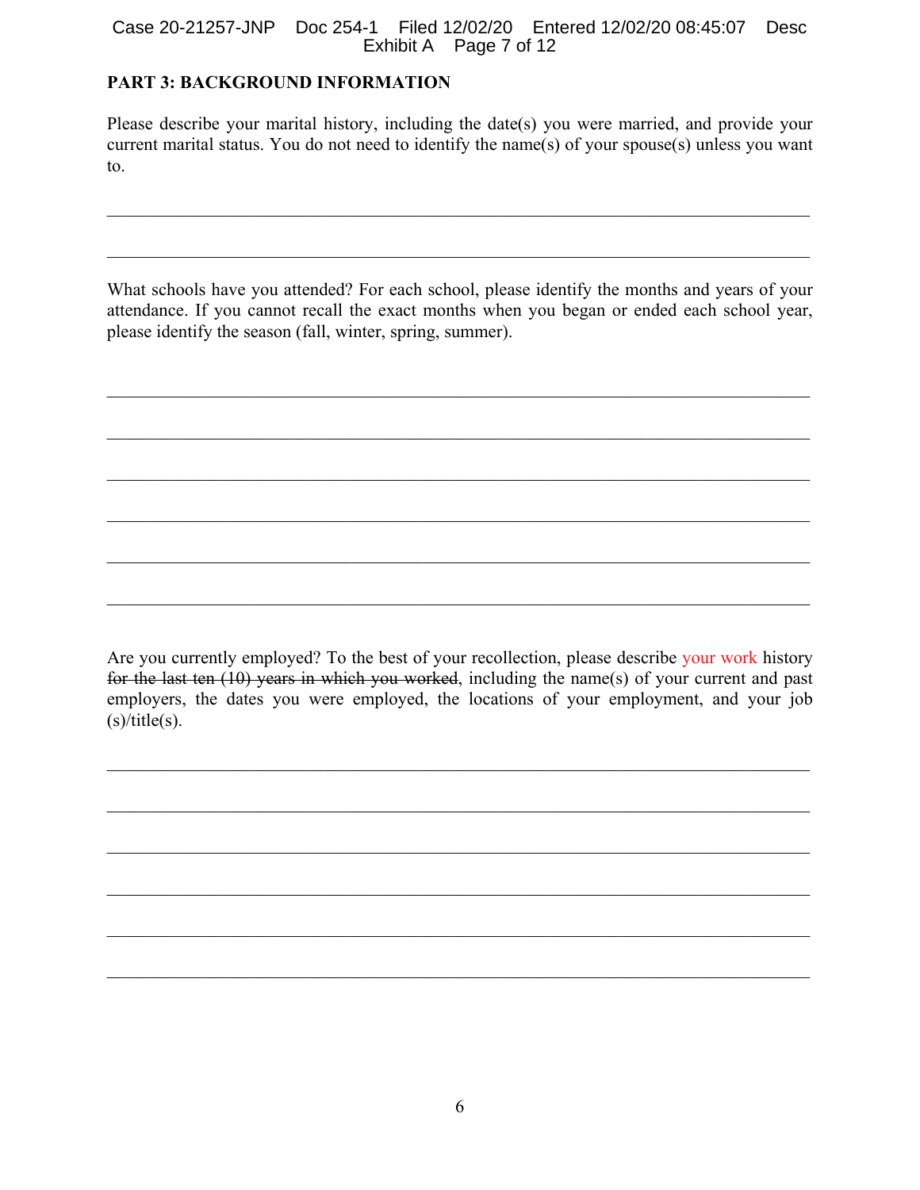**PART 3: BACKGROUND INFORMATION**

Please describe your marital history, including the date(s) you were married, and provide your current marital status. You do not need to identify the name(s) of your spouse(s) unless you want to.

______________________________________________________________________________

______________________________________________________________________________

What schools have you attended? For each school, please identify the months and years of your attendance. If you cannot recall the exact months when you began or ended each school year, please identify the season (fall, winter, spring, summer).

______________________________________________________________________________

______________________________________________________________________________

______________________________________________________________________________

______________________________________________________________________________

______________________________________________________________________________

______________________________________________________________________________

Are you currently employed? To the best of your recollection, please describe your work history ~~for the last ten (10) years in which you worked~~, including the name(s) of your current and past employers, the dates you were employed, the locations of your employment, and your job (s)/title(s).

______________________________________________________________________________

______________________________________________________________________________

______________________________________________________________________________

______________________________________________________________________________

______________________________________________________________________________

______________________________________________________________________________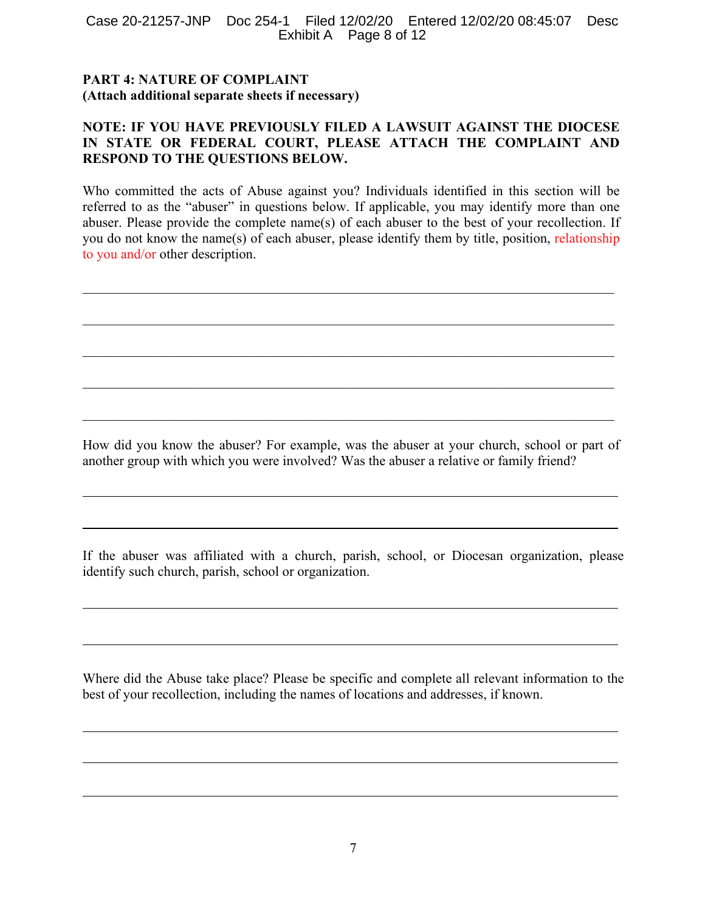**PART 4: NATURE OF COMPLAINT**
**(Attach additional separate sheets if necessary)**

**NOTE: IF YOU HAVE PREVIOUSLY FILED A LAWSUIT AGAINST THE DIOCESE IN STATE OR FEDERAL COURT, PLEASE ATTACH THE COMPLAINT AND RESPOND TO THE QUESTIONS BELOW.**

Who committed the acts of Abuse against you? Individuals identified in this section will be referred to as the "abuser" in questions below. If applicable, you may identify more than one abuser. Please provide the complete name(s) of each abuser to the best of your recollection. If you do not know the name(s) of each abuser, please identify them by title, position, relationship to you and/or other description.

\_\_\_\_\_\_\_\_\_\_\_\_\_\_\_\_\_\_\_\_\_\_\_\_\_\_\_\_\_\_\_\_\_\_\_\_\_\_\_\_\_\_\_\_\_\_\_\_\_\_\_\_\_\_\_\_\_\_\_\_\_\_\_\_\_\_\_\_\_\_

\_\_\_\_\_\_\_\_\_\_\_\_\_\_\_\_\_\_\_\_\_\_\_\_\_\_\_\_\_\_\_\_\_\_\_\_\_\_\_\_\_\_\_\_\_\_\_\_\_\_\_\_\_\_\_\_\_\_\_\_\_\_\_\_\_\_\_\_\_\_

\_\_\_\_\_\_\_\_\_\_\_\_\_\_\_\_\_\_\_\_\_\_\_\_\_\_\_\_\_\_\_\_\_\_\_\_\_\_\_\_\_\_\_\_\_\_\_\_\_\_\_\_\_\_\_\_\_\_\_\_\_\_\_\_\_\_\_\_\_\_

\_\_\_\_\_\_\_\_\_\_\_\_\_\_\_\_\_\_\_\_\_\_\_\_\_\_\_\_\_\_\_\_\_\_\_\_\_\_\_\_\_\_\_\_\_\_\_\_\_\_\_\_\_\_\_\_\_\_\_\_\_\_\_\_\_\_\_\_\_\_

\_\_\_\_\_\_\_\_\_\_\_\_\_\_\_\_\_\_\_\_\_\_\_\_\_\_\_\_\_\_\_\_\_\_\_\_\_\_\_\_\_\_\_\_\_\_\_\_\_\_\_\_\_\_\_\_\_\_\_\_\_\_\_\_\_\_\_\_\_\_

How did you know the abuser? For example, was the abuser at your church, school or part of another group with which you were involved? Was the abuser a relative or family friend?

\_\_\_\_\_\_\_\_\_\_\_\_\_\_\_\_\_\_\_\_\_\_\_\_\_\_\_\_\_\_\_\_\_\_\_\_\_\_\_\_\_\_\_\_\_\_\_\_\_\_\_\_\_\_\_\_\_\_\_\_\_\_\_\_\_\_\_\_\_\_

\_\_\_\_\_\_\_\_\_\_\_\_\_\_\_\_\_\_\_\_\_\_\_\_\_\_\_\_\_\_\_\_\_\_\_\_\_\_\_\_\_\_\_\_\_\_\_\_\_\_\_\_\_\_\_\_\_\_\_\_\_\_\_\_\_\_\_\_\_\_

If the abuser was affiliated with a church, parish, school, or Diocesan organization, please identify such church, parish, school or organization.

\_\_\_\_\_\_\_\_\_\_\_\_\_\_\_\_\_\_\_\_\_\_\_\_\_\_\_\_\_\_\_\_\_\_\_\_\_\_\_\_\_\_\_\_\_\_\_\_\_\_\_\_\_\_\_\_\_\_\_\_\_\_\_\_\_\_\_\_\_\_

\_\_\_\_\_\_\_\_\_\_\_\_\_\_\_\_\_\_\_\_\_\_\_\_\_\_\_\_\_\_\_\_\_\_\_\_\_\_\_\_\_\_\_\_\_\_\_\_\_\_\_\_\_\_\_\_\_\_\_\_\_\_\_\_\_\_\_\_\_\_

Where did the Abuse take place? Please be specific and complete all relevant information to the best of your recollection, including the names of locations and addresses, if known.

\_\_\_\_\_\_\_\_\_\_\_\_\_\_\_\_\_\_\_\_\_\_\_\_\_\_\_\_\_\_\_\_\_\_\_\_\_\_\_\_\_\_\_\_\_\_\_\_\_\_\_\_\_\_\_\_\_\_\_\_\_\_\_\_\_\_\_\_\_\_

\_\_\_\_\_\_\_\_\_\_\_\_\_\_\_\_\_\_\_\_\_\_\_\_\_\_\_\_\_\_\_\_\_\_\_\_\_\_\_\_\_\_\_\_\_\_\_\_\_\_\_\_\_\_\_\_\_\_\_\_\_\_\_\_\_\_\_\_\_\_

\_\_\_\_\_\_\_\_\_\_\_\_\_\_\_\_\_\_\_\_\_\_\_\_\_\_\_\_\_\_\_\_\_\_\_\_\_\_\_\_\_\_\_\_\_\_\_\_\_\_\_\_\_\_\_\_\_\_\_\_\_\_\_\_\_\_\_\_\_\_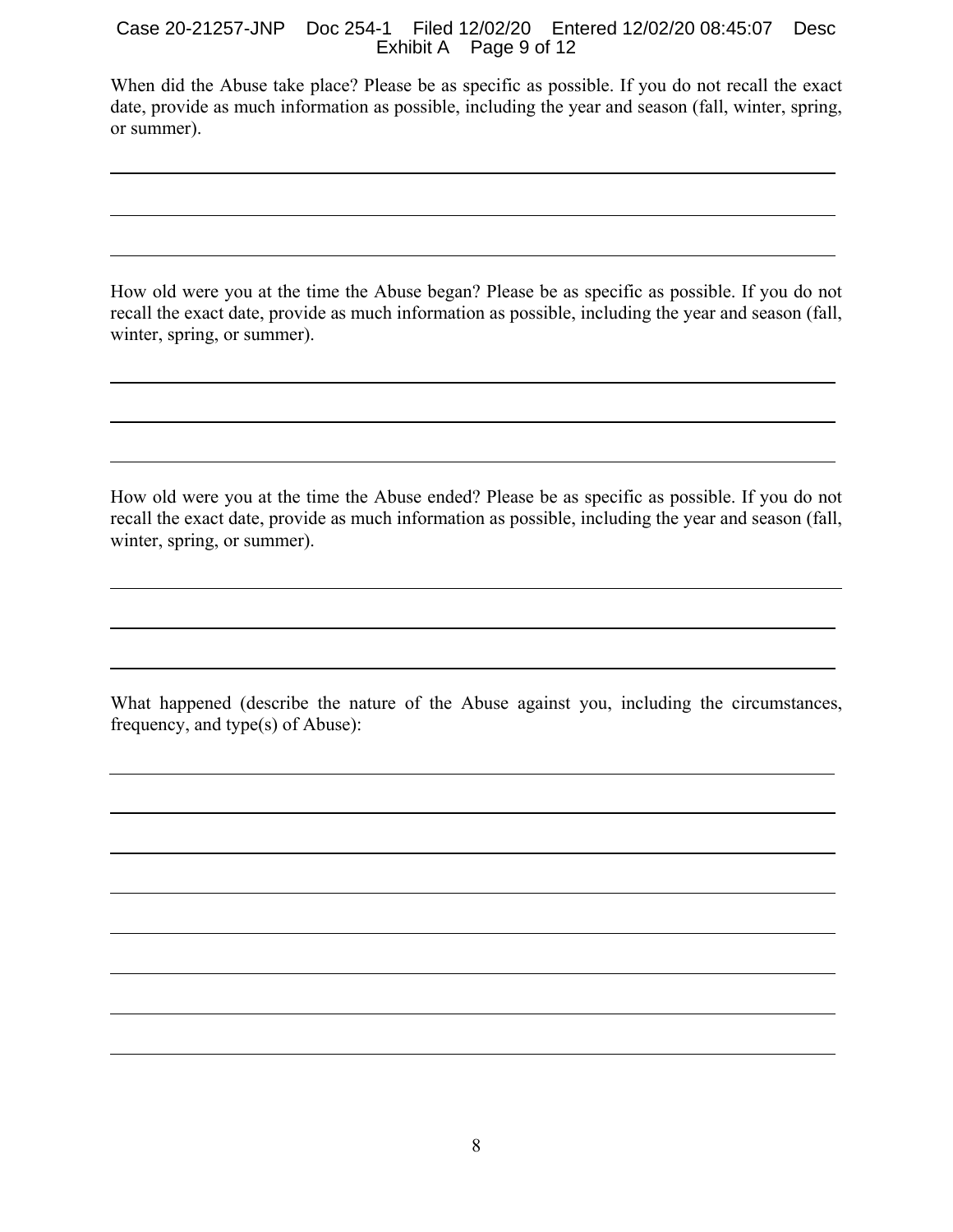When did the Abuse take place? Please be as specific as possible. If you do not recall the exact date, provide as much information as possible, including the year and season (fall, winter, spring, or summer).

______________________________________________________________________________

______________________________________________________________________________

______________________________________________________________________________

How old were you at the time the Abuse began? Please be as specific as possible. If you do not recall the exact date, provide as much information as possible, including the year and season (fall, winter, spring, or summer).

______________________________________________________________________________

______________________________________________________________________________

______________________________________________________________________________

How old were you at the time the Abuse ended? Please be as specific as possible. If you do not recall the exact date, provide as much information as possible, including the year and season (fall, winter, spring, or summer).

______________________________________________________________________________

______________________________________________________________________________

______________________________________________________________________________

What happened (describe the nature of the Abuse against you, including the circumstances, frequency, and type(s) of Abuse):

______________________________________________________________________________

______________________________________________________________________________

______________________________________________________________________________

______________________________________________________________________________

______________________________________________________________________________

______________________________________________________________________________

______________________________________________________________________________

______________________________________________________________________________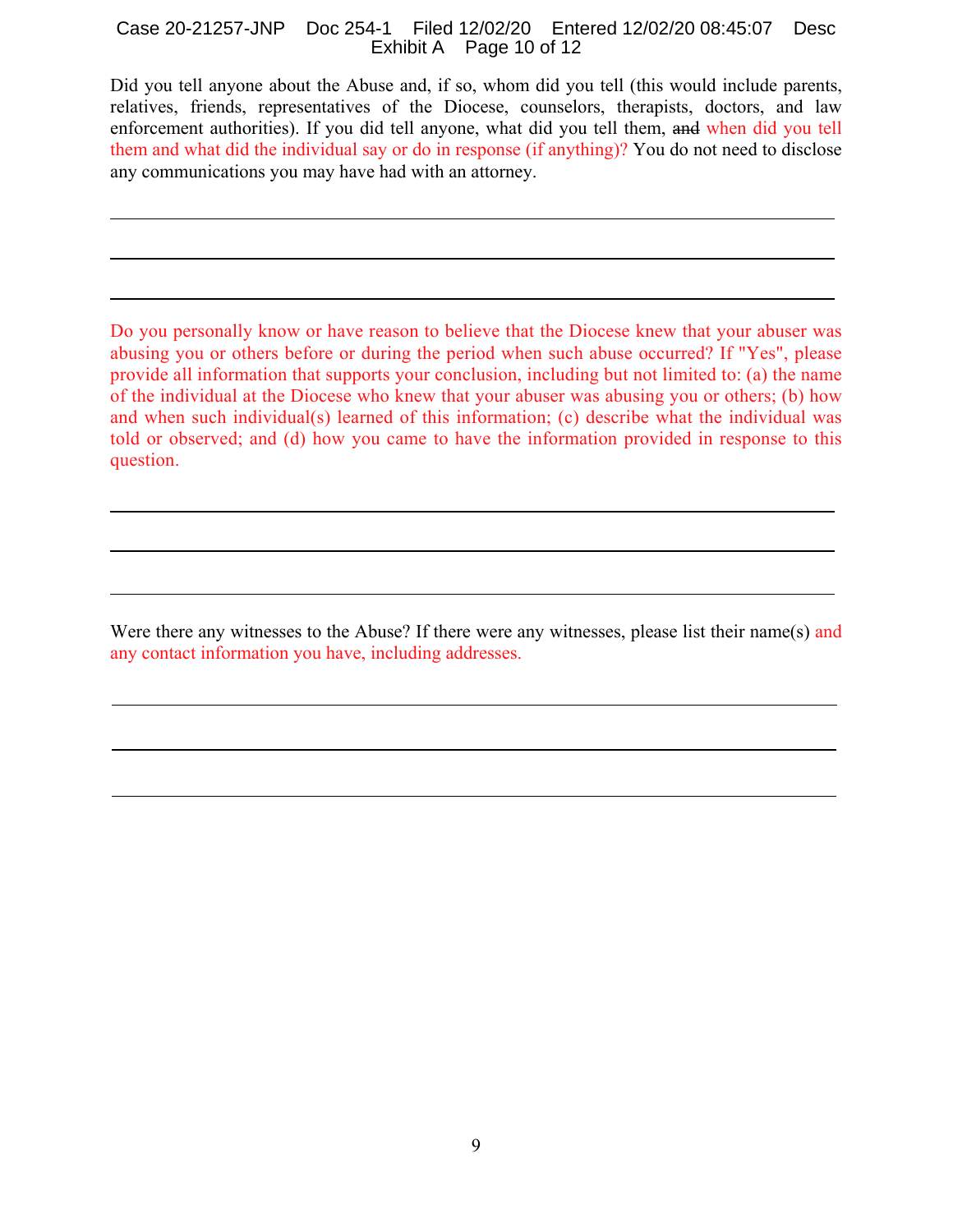Did you tell anyone about the Abuse and, if so, whom did you tell (this would include parents, relatives, friends, representatives of the Diocese, counselors, therapists, doctors, and law enforcement authorities). If you did tell anyone, what did you tell them, ~~and~~ when did you tell them and what did the individual say or do in response (if anything)? You do not need to disclose any communications you may have had with an attorney.

\_\_\_\_\_\_\_\_\_\_\_\_\_\_\_\_\_\_\_\_\_\_\_\_\_\_\_\_\_\_\_\_\_\_\_\_\_\_\_\_\_\_\_\_\_\_\_\_\_\_\_\_\_\_\_\_\_\_\_\_\_\_\_\_\_\_\_\_\_\_

\_\_\_\_\_\_\_\_\_\_\_\_\_\_\_\_\_\_\_\_\_\_\_\_\_\_\_\_\_\_\_\_\_\_\_\_\_\_\_\_\_\_\_\_\_\_\_\_\_\_\_\_\_\_\_\_\_\_\_\_\_\_\_\_\_\_\_\_\_\_

\_\_\_\_\_\_\_\_\_\_\_\_\_\_\_\_\_\_\_\_\_\_\_\_\_\_\_\_\_\_\_\_\_\_\_\_\_\_\_\_\_\_\_\_\_\_\_\_\_\_\_\_\_\_\_\_\_\_\_\_\_\_\_\_\_\_\_\_\_\_

Do you personally know or have reason to believe that the Diocese knew that your abuser was abusing you or others before or during the period when such abuse occurred? If "Yes", please provide all information that supports your conclusion, including but not limited to: (a) the name of the individual at the Diocese who knew that your abuser was abusing you or others; (b) how and when such individual(s) learned of this information; (c) describe what the individual was told or observed; and (d) how you came to have the information provided in response to this question.

\_\_\_\_\_\_\_\_\_\_\_\_\_\_\_\_\_\_\_\_\_\_\_\_\_\_\_\_\_\_\_\_\_\_\_\_\_\_\_\_\_\_\_\_\_\_\_\_\_\_\_\_\_\_\_\_\_\_\_\_\_\_\_\_\_\_\_\_\_\_

\_\_\_\_\_\_\_\_\_\_\_\_\_\_\_\_\_\_\_\_\_\_\_\_\_\_\_\_\_\_\_\_\_\_\_\_\_\_\_\_\_\_\_\_\_\_\_\_\_\_\_\_\_\_\_\_\_\_\_\_\_\_\_\_\_\_\_\_\_\_

\_\_\_\_\_\_\_\_\_\_\_\_\_\_\_\_\_\_\_\_\_\_\_\_\_\_\_\_\_\_\_\_\_\_\_\_\_\_\_\_\_\_\_\_\_\_\_\_\_\_\_\_\_\_\_\_\_\_\_\_\_\_\_\_\_\_\_\_\_\_

Were there any witnesses to the Abuse? If there were any witnesses, please list their name(s) and any contact information you have, including addresses.

\_\_\_\_\_\_\_\_\_\_\_\_\_\_\_\_\_\_\_\_\_\_\_\_\_\_\_\_\_\_\_\_\_\_\_\_\_\_\_\_\_\_\_\_\_\_\_\_\_\_\_\_\_\_\_\_\_\_\_\_\_\_\_\_\_\_\_\_\_\_

\_\_\_\_\_\_\_\_\_\_\_\_\_\_\_\_\_\_\_\_\_\_\_\_\_\_\_\_\_\_\_\_\_\_\_\_\_\_\_\_\_\_\_\_\_\_\_\_\_\_\_\_\_\_\_\_\_\_\_\_\_\_\_\_\_\_\_\_\_\_

\_\_\_\_\_\_\_\_\_\_\_\_\_\_\_\_\_\_\_\_\_\_\_\_\_\_\_\_\_\_\_\_\_\_\_\_\_\_\_\_\_\_\_\_\_\_\_\_\_\_\_\_\_\_\_\_\_\_\_\_\_\_\_\_\_\_\_\_\_\_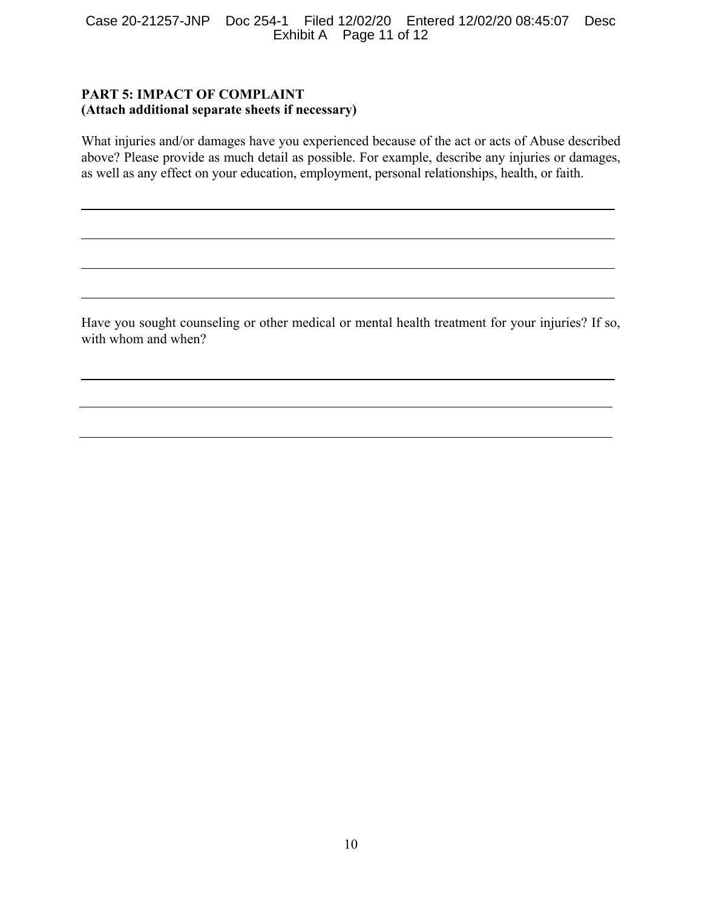**PART 5: IMPACT OF COMPLAINT**
**(Attach additional separate sheets if necessary)**

What injuries and/or damages have you experienced because of the act or acts of Abuse described above? Please provide as much detail as possible. For example, describe any injuries or damages, as well as any effect on your education, employment, personal relationships, health, or faith.

\_\_\_\_\_\_\_\_\_\_\_\_\_\_\_\_\_\_\_\_\_\_\_\_\_\_\_\_\_\_\_\_\_\_\_\_\_\_\_\_\_\_\_\_\_\_\_\_\_\_\_\_\_\_\_\_\_\_\_\_\_\_\_\_\_\_\_\_\_\_\_\_

\_\_\_\_\_\_\_\_\_\_\_\_\_\_\_\_\_\_\_\_\_\_\_\_\_\_\_\_\_\_\_\_\_\_\_\_\_\_\_\_\_\_\_\_\_\_\_\_\_\_\_\_\_\_\_\_\_\_\_\_\_\_\_\_\_\_\_\_\_\_\_\_

\_\_\_\_\_\_\_\_\_\_\_\_\_\_\_\_\_\_\_\_\_\_\_\_\_\_\_\_\_\_\_\_\_\_\_\_\_\_\_\_\_\_\_\_\_\_\_\_\_\_\_\_\_\_\_\_\_\_\_\_\_\_\_\_\_\_\_\_\_\_\_\_

\_\_\_\_\_\_\_\_\_\_\_\_\_\_\_\_\_\_\_\_\_\_\_\_\_\_\_\_\_\_\_\_\_\_\_\_\_\_\_\_\_\_\_\_\_\_\_\_\_\_\_\_\_\_\_\_\_\_\_\_\_\_\_\_\_\_\_\_\_\_\_\_

Have you sought counseling or other medical or mental health treatment for your injuries? If so, with whom and when?

\_\_\_\_\_\_\_\_\_\_\_\_\_\_\_\_\_\_\_\_\_\_\_\_\_\_\_\_\_\_\_\_\_\_\_\_\_\_\_\_\_\_\_\_\_\_\_\_\_\_\_\_\_\_\_\_\_\_\_\_\_\_\_\_\_\_\_\_\_\_\_\_

\_\_\_\_\_\_\_\_\_\_\_\_\_\_\_\_\_\_\_\_\_\_\_\_\_\_\_\_\_\_\_\_\_\_\_\_\_\_\_\_\_\_\_\_\_\_\_\_\_\_\_\_\_\_\_\_\_\_\_\_\_\_\_\_\_\_\_\_\_\_\_\_

\_\_\_\_\_\_\_\_\_\_\_\_\_\_\_\_\_\_\_\_\_\_\_\_\_\_\_\_\_\_\_\_\_\_\_\_\_\_\_\_\_\_\_\_\_\_\_\_\_\_\_\_\_\_\_\_\_\_\_\_\_\_\_\_\_\_\_\_\_\_\_\_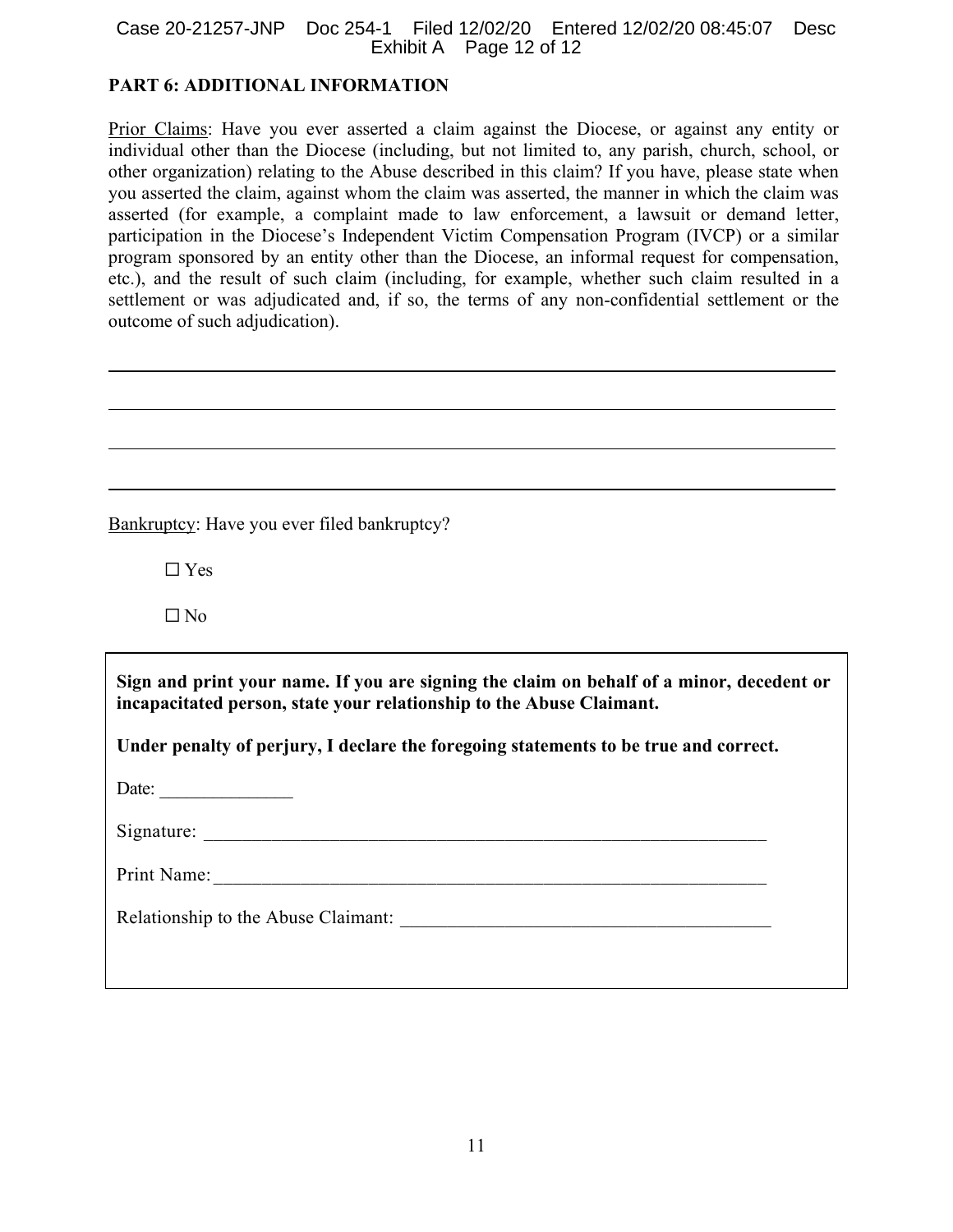## PART 6: ADDITIONAL INFORMATION

Prior Claims: Have you ever asserted a claim against the Diocese, or against any entity or individual other than the Diocese (including, but not limited to, any parish, church, school, or other organization) relating to the Abuse described in this claim? If you have, please state when you asserted the claim, against whom the claim was asserted, the manner in which the claim was asserted (for example, a complaint made to law enforcement, a lawsuit or demand letter, participation in the Diocese's Independent Victim Compensation Program (IVCP) or a similar program sponsored by an entity other than the Diocese, an informal request for compensation, etc.), and the result of such claim (including, for example, whether such claim resulted in a settlement or was adjudicated and, if so, the terms of any non-confidential settlement or the outcome of such adjudication).

\_\_\_\_\_\_\_\_\_\_\_\_\_\_\_\_\_\_\_\_\_\_\_\_\_\_\_\_\_\_\_\_\_\_\_\_\_\_\_\_\_\_\_\_\_\_\_\_\_\_\_\_\_\_\_\_\_\_\_\_\_\_\_\_\_\_\_\_\_\_\_\_

\_\_\_\_\_\_\_\_\_\_\_\_\_\_\_\_\_\_\_\_\_\_\_\_\_\_\_\_\_\_\_\_\_\_\_\_\_\_\_\_\_\_\_\_\_\_\_\_\_\_\_\_\_\_\_\_\_\_\_\_\_\_\_\_\_\_\_\_\_\_\_\_

\_\_\_\_\_\_\_\_\_\_\_\_\_\_\_\_\_\_\_\_\_\_\_\_\_\_\_\_\_\_\_\_\_\_\_\_\_\_\_\_\_\_\_\_\_\_\_\_\_\_\_\_\_\_\_\_\_\_\_\_\_\_\_\_\_\_\_\_\_\_\_\_

\_\_\_\_\_\_\_\_\_\_\_\_\_\_\_\_\_\_\_\_\_\_\_\_\_\_\_\_\_\_\_\_\_\_\_\_\_\_\_\_\_\_\_\_\_\_\_\_\_\_\_\_\_\_\_\_\_\_\_\_\_\_\_\_\_\_\_\_\_\_\_\_

Bankruptcy: Have you ever filed bankruptcy?

☐ Yes

☐ No

**Sign and print your name. If you are signing the claim on behalf of a minor, decedent or incapacitated person, state your relationship to the Abuse Claimant.**

**Under penalty of perjury, I declare the foregoing statements to be true and correct.**

Date: \_\_\_\_\_\_\_\_\_\_\_\_\_\_

Signature: \_\_\_\_\_\_\_\_\_\_\_\_\_\_\_\_\_\_\_\_\_\_\_\_\_\_\_\_\_\_\_\_\_\_\_\_\_\_\_\_\_\_\_\_\_\_\_\_\_\_\_\_\_\_\_\_

Print Name: \_\_\_\_\_\_\_\_\_\_\_\_\_\_\_\_\_\_\_\_\_\_\_\_\_\_\_\_\_\_\_\_\_\_\_\_\_\_\_\_\_\_\_\_\_\_\_\_\_\_\_\_\_\_\_\_

Relationship to the Abuse Claimant: \_\_\_\_\_\_\_\_\_\_\_\_\_\_\_\_\_\_\_\_\_\_\_\_\_\_\_\_\_\_\_\_\_\_\_\_\_\_